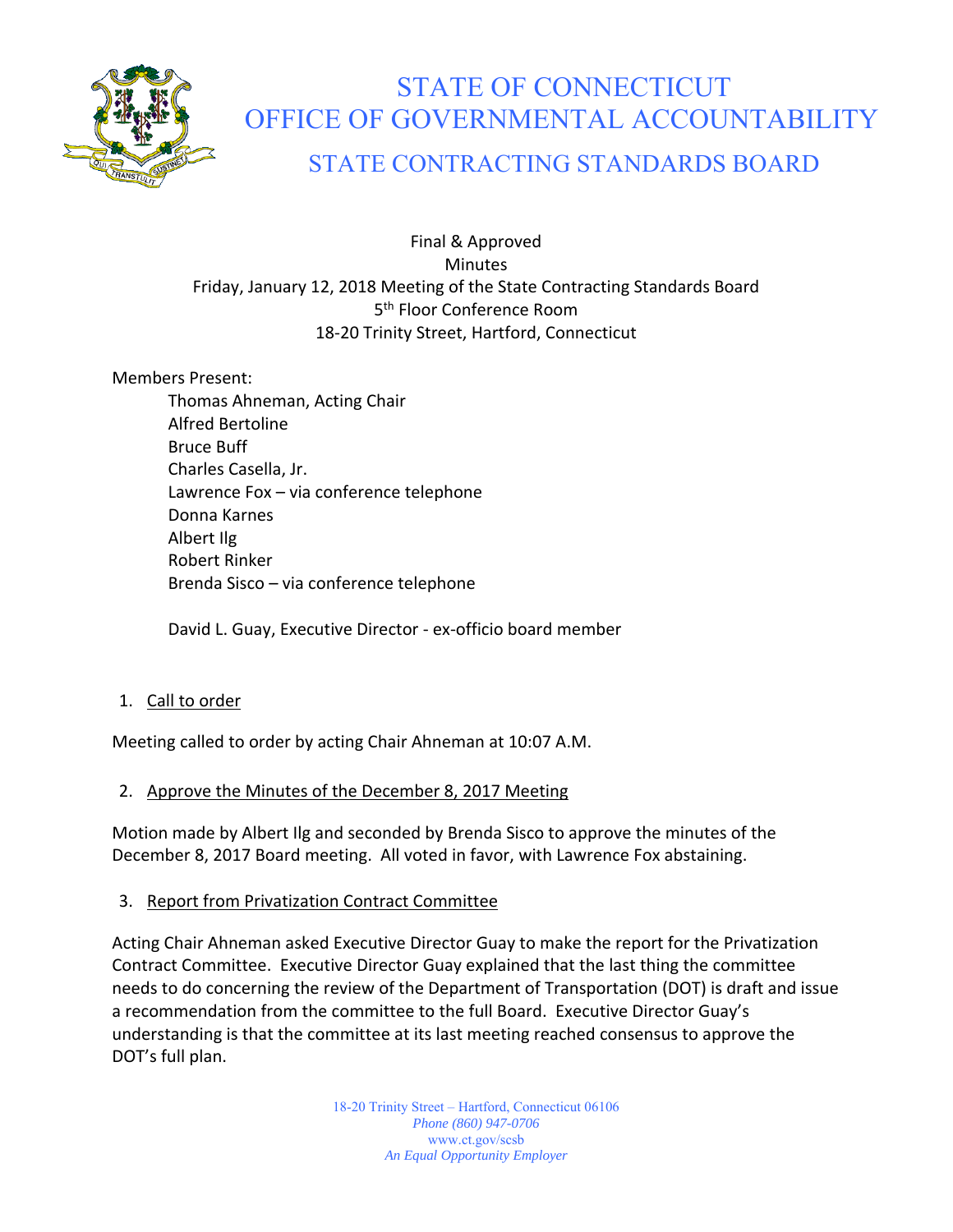# STATE OF CONNECTICUT
# OFFICE OF GOVERNMENTAL ACCOUNTABILITY
## STATE CONTRACTING STANDARDS BOARD

Final & Approved
Minutes
Friday, January 12, 2018 Meeting of the State Contracting Standards Board
5th Floor Conference Room
18-20 Trinity Street, Hartford, Connecticut

Members Present:

- Thomas Ahneman, Acting Chair
- Alfred Bertoline
- Bruce Buff
- Charles Casella, Jr.
- Lawrence Fox – via conference telephone
- Donna Karnes
- Albert Ilg
- Robert Rinker
- Brenda Sisco – via conference telephone

David L. Guay, Executive Director - ex-officio board member

1. Call to order

Meeting called to order by acting Chair Ahneman at 10:07 A.M.

2. Approve the Minutes of the December 8, 2017 Meeting

Motion made by Albert Ilg and seconded by Brenda Sisco to approve the minutes of the December 8, 2017 Board meeting. All voted in favor, with Lawrence Fox abstaining.

3. Report from Privatization Contract Committee

Acting Chair Ahneman asked Executive Director Guay to make the report for the Privatization Contract Committee. Executive Director Guay explained that the last thing the committee needs to do concerning the review of the Department of Transportation (DOT) is draft and issue a recommendation from the committee to the full Board. Executive Director Guay's understanding is that the committee at its last meeting reached consensus to approve the DOT's full plan.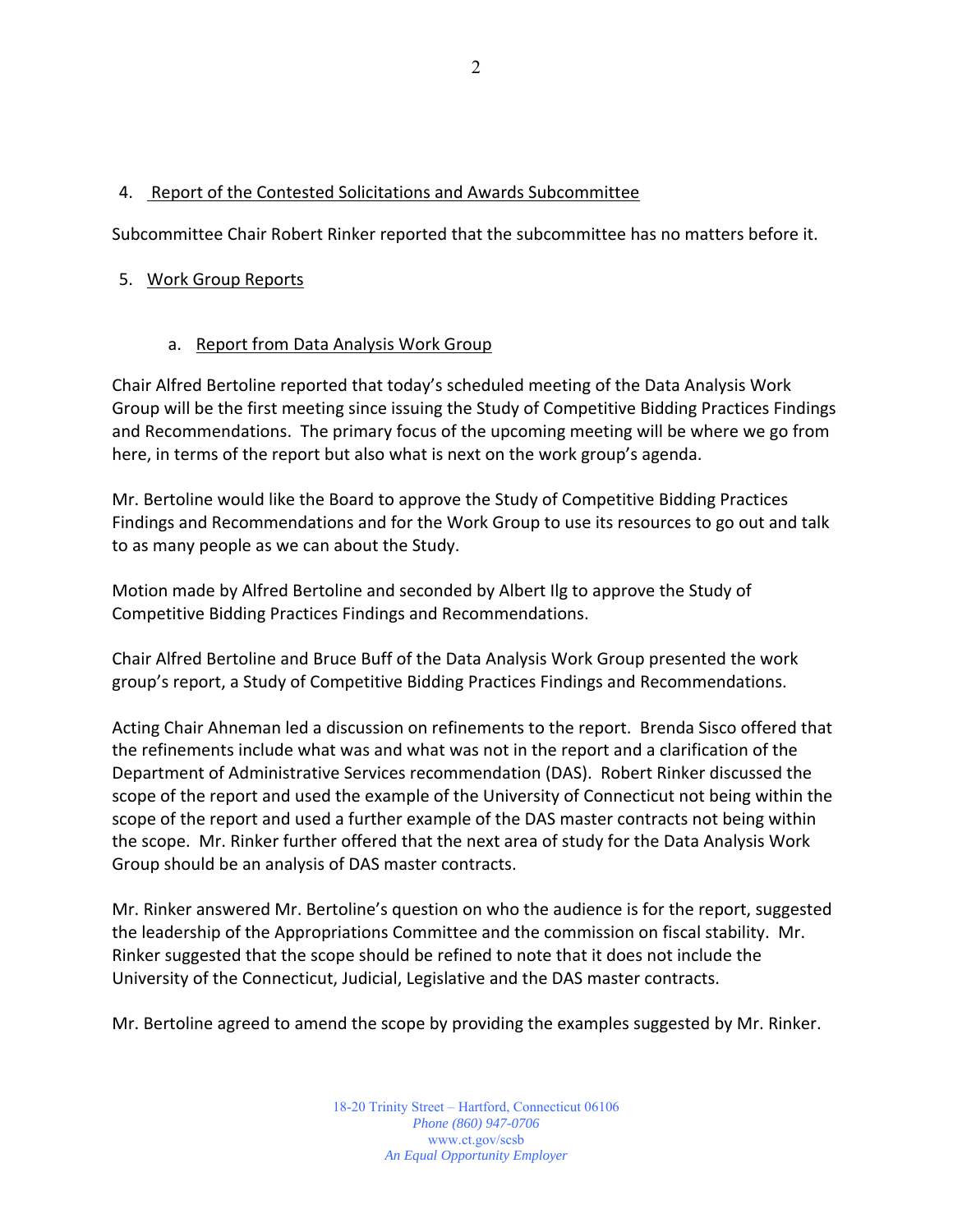4. Report of the Contested Solicitations and Awards Subcommittee

Subcommittee Chair Robert Rinker reported that the subcommittee has no matters before it.

5. Work Group Reports

a. Report from Data Analysis Work Group

Chair Alfred Bertoline reported that today's scheduled meeting of the Data Analysis Work Group will be the first meeting since issuing the Study of Competitive Bidding Practices Findings and Recommendations. The primary focus of the upcoming meeting will be where we go from here, in terms of the report but also what is next on the work group's agenda.

Mr. Bertoline would like the Board to approve the Study of Competitive Bidding Practices Findings and Recommendations and for the Work Group to use its resources to go out and talk to as many people as we can about the Study.

Motion made by Alfred Bertoline and seconded by Albert Ilg to approve the Study of Competitive Bidding Practices Findings and Recommendations.

Chair Alfred Bertoline and Bruce Buff of the Data Analysis Work Group presented the work group's report, a Study of Competitive Bidding Practices Findings and Recommendations.

Acting Chair Ahneman led a discussion on refinements to the report. Brenda Sisco offered that the refinements include what was and what was not in the report and a clarification of the Department of Administrative Services recommendation (DAS). Robert Rinker discussed the scope of the report and used the example of the University of Connecticut not being within the scope of the report and used a further example of the DAS master contracts not being within the scope. Mr. Rinker further offered that the next area of study for the Data Analysis Work Group should be an analysis of DAS master contracts.

Mr. Rinker answered Mr. Bertoline's question on who the audience is for the report, suggested the leadership of the Appropriations Committee and the commission on fiscal stability. Mr. Rinker suggested that the scope should be refined to note that it does not include the University of the Connecticut, Judicial, Legislative and the DAS master contracts.

Mr. Bertoline agreed to amend the scope by providing the examples suggested by Mr. Rinker.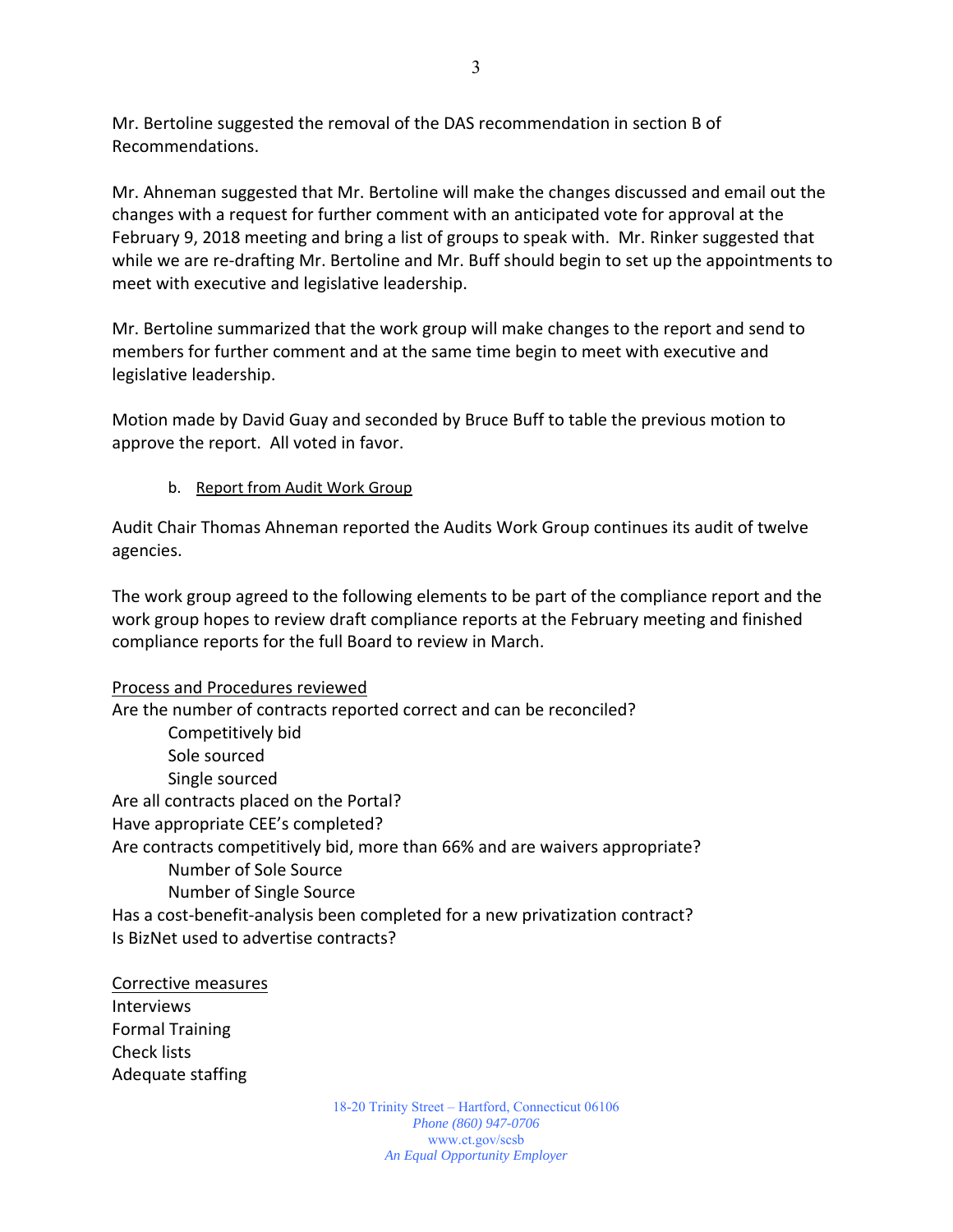Mr. Bertoline suggested the removal of the DAS recommendation in section B of Recommendations.

Mr. Ahneman suggested that Mr. Bertoline will make the changes discussed and email out the changes with a request for further comment with an anticipated vote for approval at the February 9, 2018 meeting and bring a list of groups to speak with. Mr. Rinker suggested that while we are re-drafting Mr. Bertoline and Mr. Buff should begin to set up the appointments to meet with executive and legislative leadership.

Mr. Bertoline summarized that the work group will make changes to the report and send to members for further comment and at the same time begin to meet with executive and legislative leadership.

Motion made by David Guay and seconded by Bruce Buff to table the previous motion to approve the report. All voted in favor.

b. Report from Audit Work Group

Audit Chair Thomas Ahneman reported the Audits Work Group continues its audit of twelve agencies.

The work group agreed to the following elements to be part of the compliance report and the work group hopes to review draft compliance reports at the February meeting and finished compliance reports for the full Board to review in March.

Process and Procedures reviewed

Are the number of contracts reported correct and can be reconciled?
- Competitively bid
- Sole sourced
- Single sourced

Are all contracts placed on the Portal?

Have appropriate CEE's completed?

Are contracts competitively bid, more than 66% and are waivers appropriate?
- Number of Sole Source
- Number of Single Source

Has a cost-benefit-analysis been completed for a new privatization contract?

Is BizNet used to advertise contracts?

Corrective measures

Interviews

Formal Training

Check lists

Adequate staffing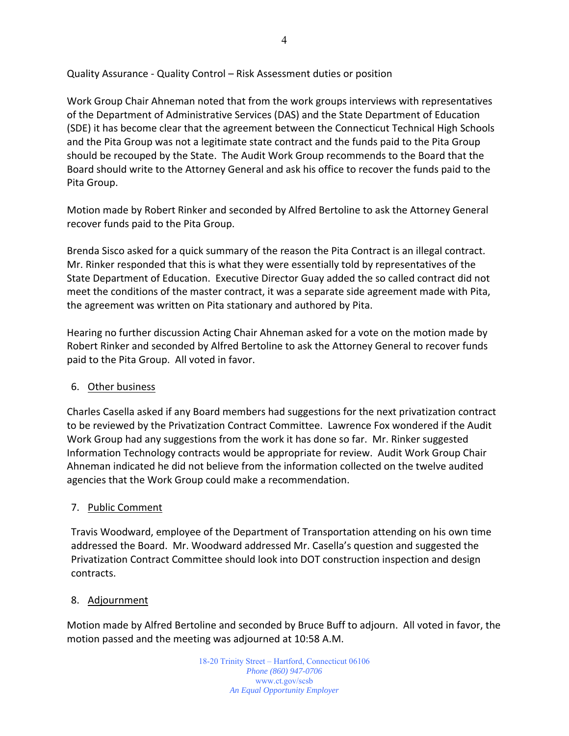Quality Assurance - Quality Control – Risk Assessment duties or position

Work Group Chair Ahneman noted that from the work groups interviews with representatives of the Department of Administrative Services (DAS) and the State Department of Education (SDE) it has become clear that the agreement between the Connecticut Technical High Schools and the Pita Group was not a legitimate state contract and the funds paid to the Pita Group should be recouped by the State. The Audit Work Group recommends to the Board that the Board should write to the Attorney General and ask his office to recover the funds paid to the Pita Group.

Motion made by Robert Rinker and seconded by Alfred Bertoline to ask the Attorney General recover funds paid to the Pita Group.

Brenda Sisco asked for a quick summary of the reason the Pita Contract is an illegal contract. Mr. Rinker responded that this is what they were essentially told by representatives of the State Department of Education. Executive Director Guay added the so called contract did not meet the conditions of the master contract, it was a separate side agreement made with Pita, the agreement was written on Pita stationary and authored by Pita.

Hearing no further discussion Acting Chair Ahneman asked for a vote on the motion made by Robert Rinker and seconded by Alfred Bertoline to ask the Attorney General to recover funds paid to the Pita Group. All voted in favor.

6. Other business

Charles Casella asked if any Board members had suggestions for the next privatization contract to be reviewed by the Privatization Contract Committee. Lawrence Fox wondered if the Audit Work Group had any suggestions from the work it has done so far. Mr. Rinker suggested Information Technology contracts would be appropriate for review. Audit Work Group Chair Ahneman indicated he did not believe from the information collected on the twelve audited agencies that the Work Group could make a recommendation.

7. Public Comment

Travis Woodward, employee of the Department of Transportation attending on his own time addressed the Board. Mr. Woodward addressed Mr. Casella's question and suggested the Privatization Contract Committee should look into DOT construction inspection and design contracts.

8. Adjournment

Motion made by Alfred Bertoline and seconded by Bruce Buff to adjourn. All voted in favor, the motion passed and the meeting was adjourned at 10:58 A.M.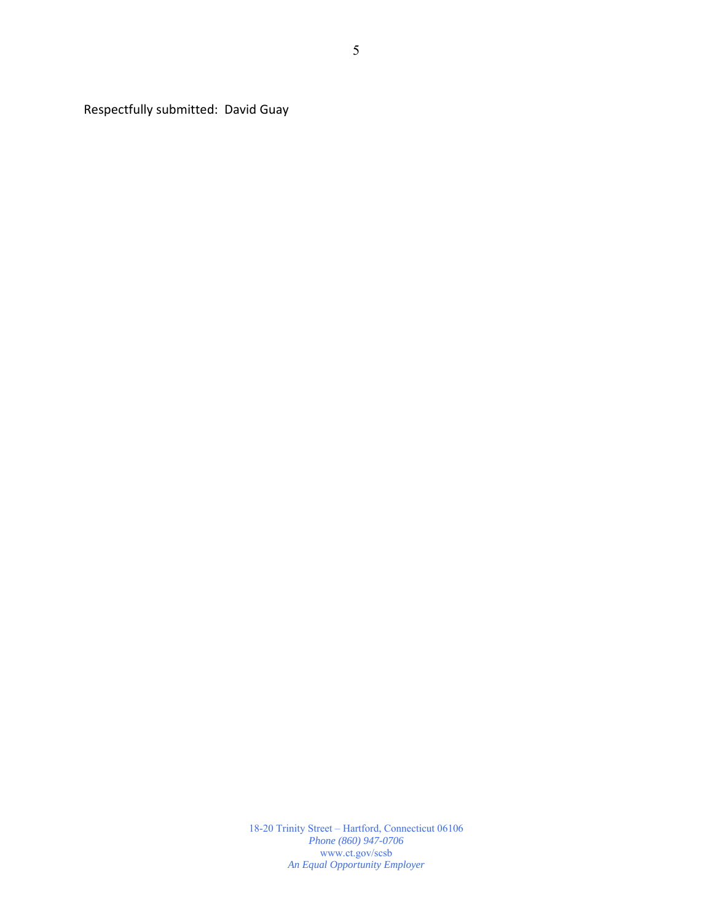Respectfully submitted: David Guay